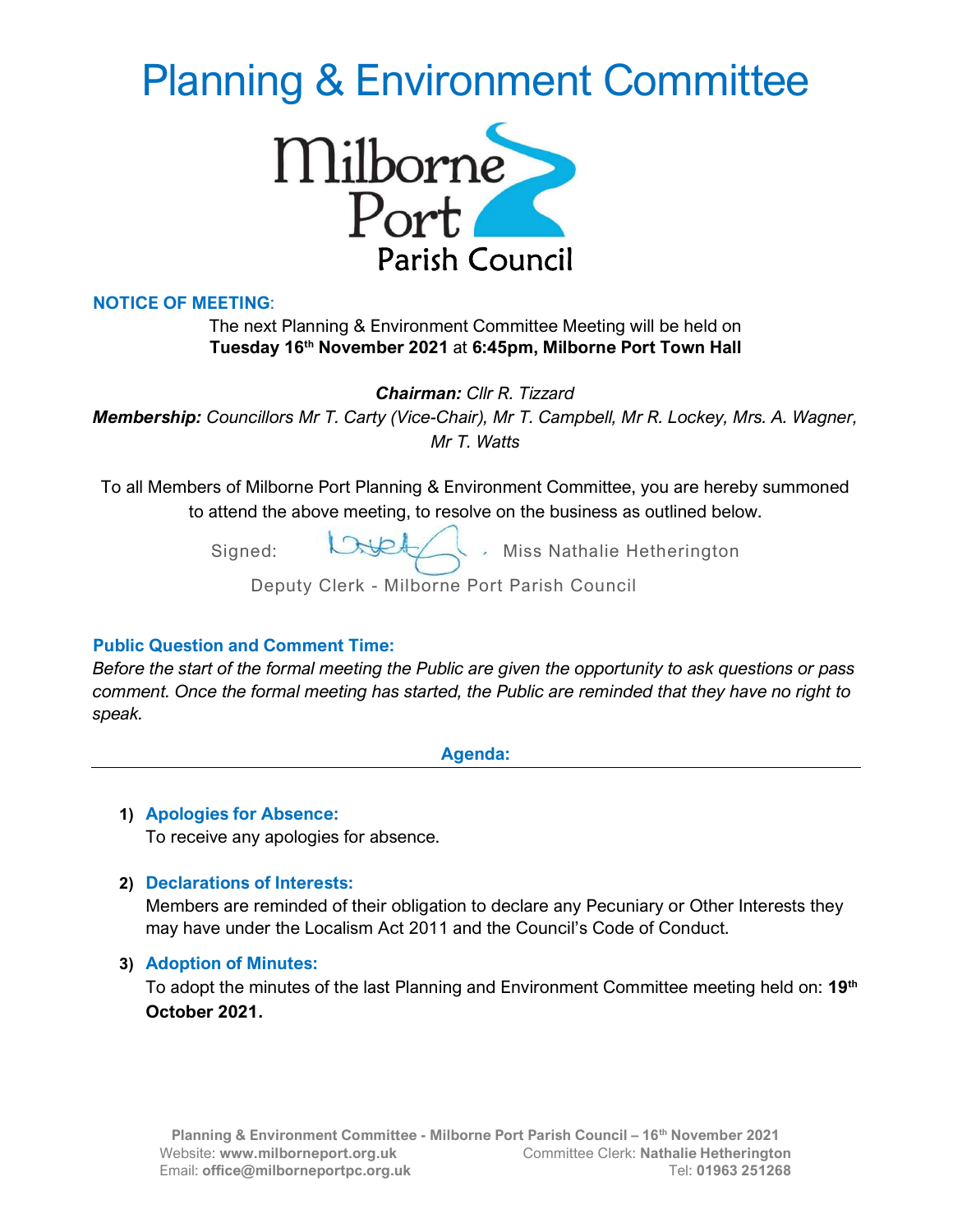# Planning & Environment Committee

Milborne Port Parish Council

**NOTICE OF MEETING**:

The next Planning & Environment Committee Meeting will be held on **Tuesday 16th November 2021** at **6:45pm, Milborne Port Town Hall**

***Chairman:*** *Cllr R. Tizzard*

***Membership:*** *Councillors Mr T. Carty (Vice-Chair), Mr T. Campbell, Mr R. Lockey, Mrs. A. Wagner, Mr T. Watts*

To all Members of Milborne Port Planning & Environment Committee, you are hereby summoned to attend the above meeting, to resolve on the business as outlined below.

Signed: Miss Nathalie Hetherington

Deputy Clerk - Milborne Port Parish Council

**Public Question and Comment Time:**

*Before the start of the formal meeting the Public are given the opportunity to ask questions or pass comment. Once the formal meeting has started, the Public are reminded that they have no right to speak.*

## Agenda:

1) **Apologies for Absence:**
   To receive any apologies for absence.

2) **Declarations of Interests:**
   Members are reminded of their obligation to declare any Pecuniary or Other Interests they may have under the Localism Act 2011 and the Council's Code of Conduct.

3) **Adoption of Minutes:**
   To adopt the minutes of the last Planning and Environment Committee meeting held on: **19th October 2021.**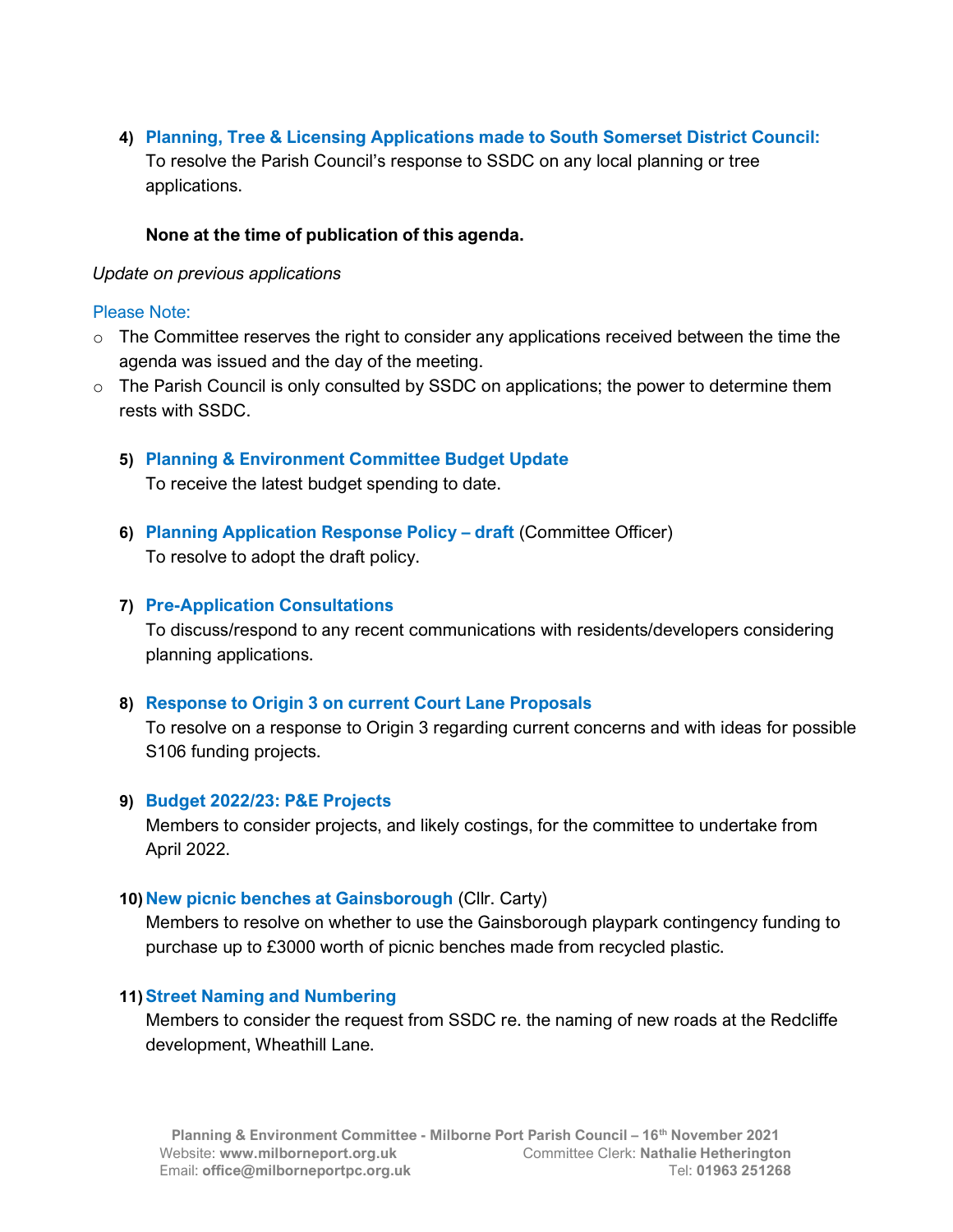4) **Planning, Tree & Licensing Applications made to South Somerset District Council:**
   To resolve the Parish Council's response to SSDC on any local planning or tree applications.

   **None at the time of publication of this agenda.**

*Update on previous applications*

Please Note:

- The Committee reserves the right to consider any applications received between the time the agenda was issued and the day of the meeting.
- The Parish Council is only consulted by SSDC on applications; the power to determine them rests with SSDC.

5) **Planning & Environment Committee Budget Update**
   To receive the latest budget spending to date.

6) **Planning Application Response Policy – draft** (Committee Officer)
   To resolve to adopt the draft policy.

7) **Pre-Application Consultations**
   To discuss/respond to any recent communications with residents/developers considering planning applications.

8) **Response to Origin 3 on current Court Lane Proposals**
   To resolve on a response to Origin 3 regarding current concerns and with ideas for possible S106 funding projects.

9) **Budget 2022/23: P&E Projects**
   Members to consider projects, and likely costings, for the committee to undertake from April 2022.

10) **New picnic benches at Gainsborough** (Cllr. Carty)
    Members to resolve on whether to use the Gainsborough playpark contingency funding to purchase up to £3000 worth of picnic benches made from recycled plastic.

11) **Street Naming and Numbering**
    Members to consider the request from SSDC re. the naming of new roads at the Redcliffe development, Wheathill Lane.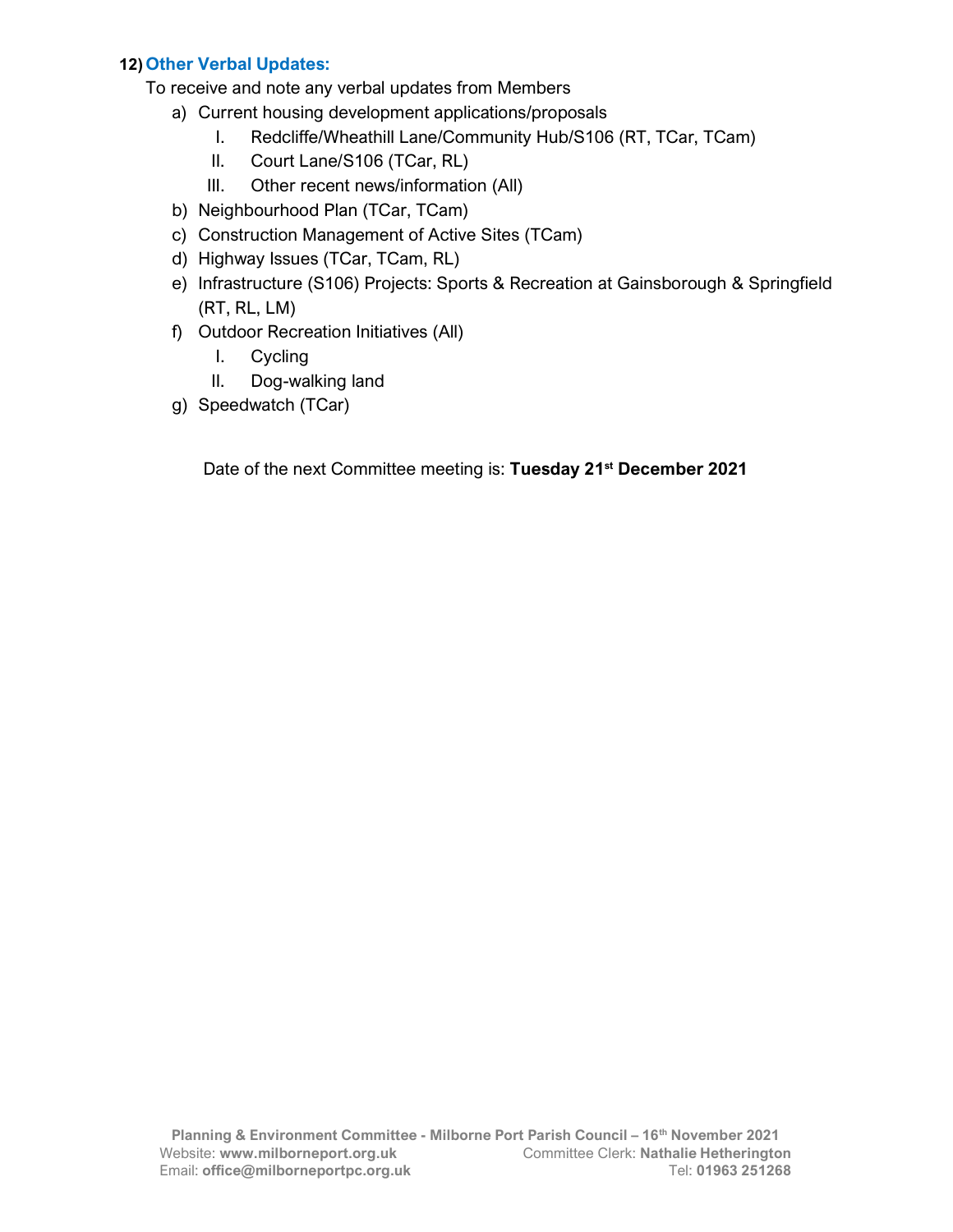**12) Other Verbal Updates:**

To receive and note any verbal updates from Members

a) Current housing development applications/proposals
   - I. Redcliffe/Wheathill Lane/Community Hub/S106 (RT, TCar, TCam)
   - II. Court Lane/S106 (TCar, RL)
   - III. Other recent news/information (All)

b) Neighbourhood Plan (TCar, TCam)

c) Construction Management of Active Sites (TCam)

d) Highway Issues (TCar, TCam, RL)

e) Infrastructure (S106) Projects: Sports & Recreation at Gainsborough & Springfield (RT, RL, LM)

f) Outdoor Recreation Initiatives (All)
   - I. Cycling
   - II. Dog-walking land

g) Speedwatch (TCar)

Date of the next Committee meeting is: **Tuesday 21st December 2021**